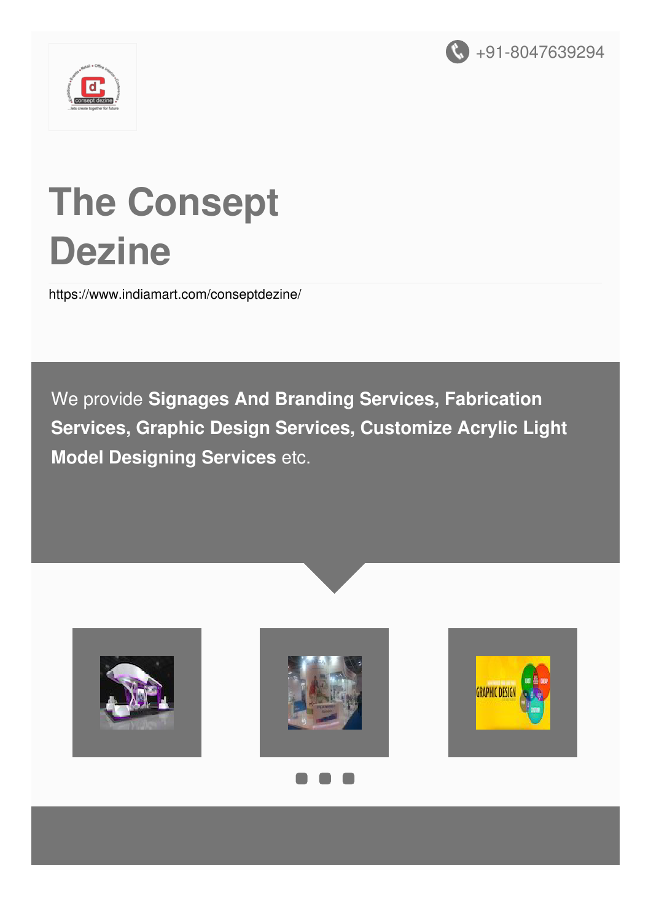+91-8047639294

# The Consept Dezine

https://www.indiamart.com/conseptdezine/

We provide **Signages And Branding Services, Fabrication Services, Graphic Design Services, Customize Acrylic Light Model Designing Services** etc.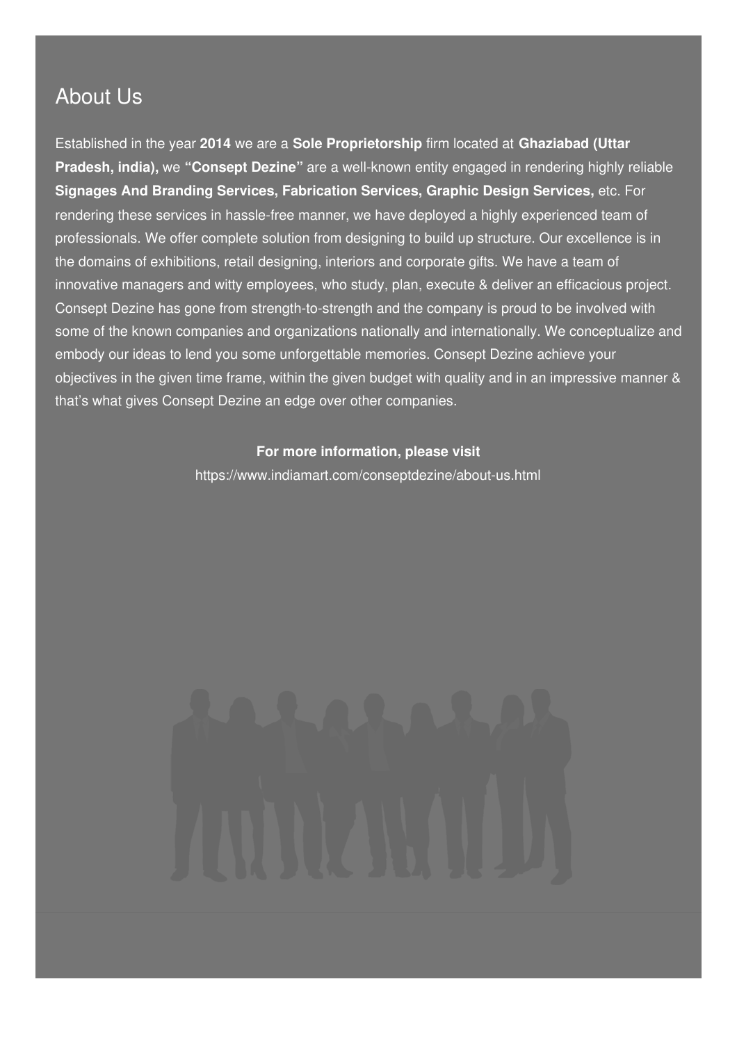## About Us

Established in the year **2014** we are a **Sole Proprietorship** firm located at **Ghaziabad (Uttar Pradesh, india),** we **"Consept Dezine"** are a well-known entity engaged in rendering highly reliable **Signages And Branding Services, Fabrication Services, Graphic Design Services,** etc. For rendering these services in hassle-free manner, we have deployed a highly experienced team of professionals. We offer complete solution from designing to build up structure. Our excellence is in the domains of exhibitions, retail designing, interiors and corporate gifts. We have a team of innovative managers and witty employees, who study, plan, execute & deliver an efficacious project. Consept Dezine has gone from strength-to-strength and the company is proud to be involved with some of the known companies and organizations nationally and internationally. We conceptualize and embody our ideas to lend you some unforgettable memories. Consept Dezine achieve your objectives in the given time frame, within the given budget with quality and in an impressive manner & that's what gives Consept Dezine an edge over other companies.

**For more information, please visit**

https://www.indiamart.com/conseptdezine/about-us.html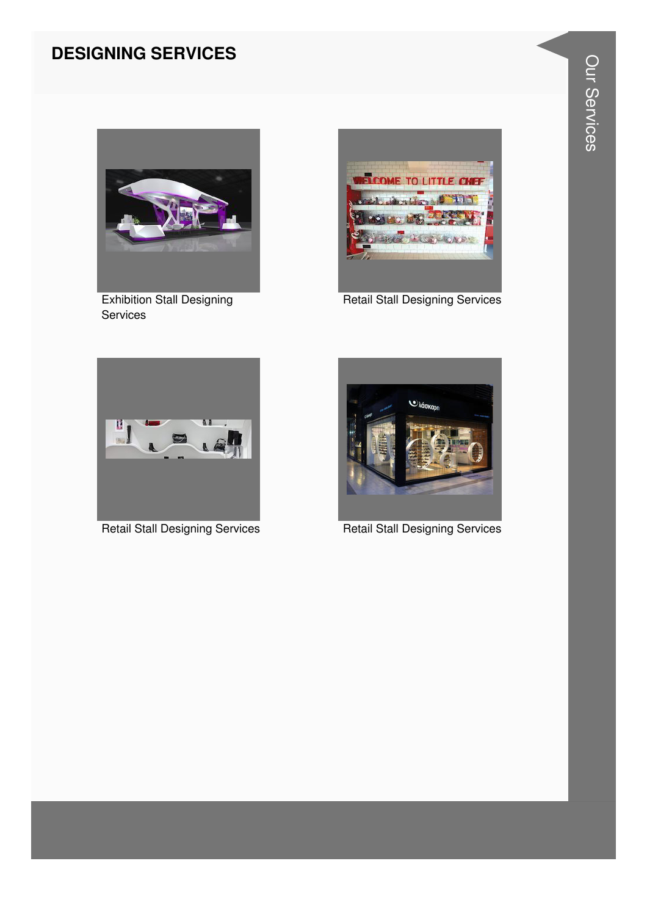## DESIGNING SERVICES

Exhibition Stall Designing Services

Retail Stall Designing Services

Retail Stall Designing Services

Retail Stall Designing Services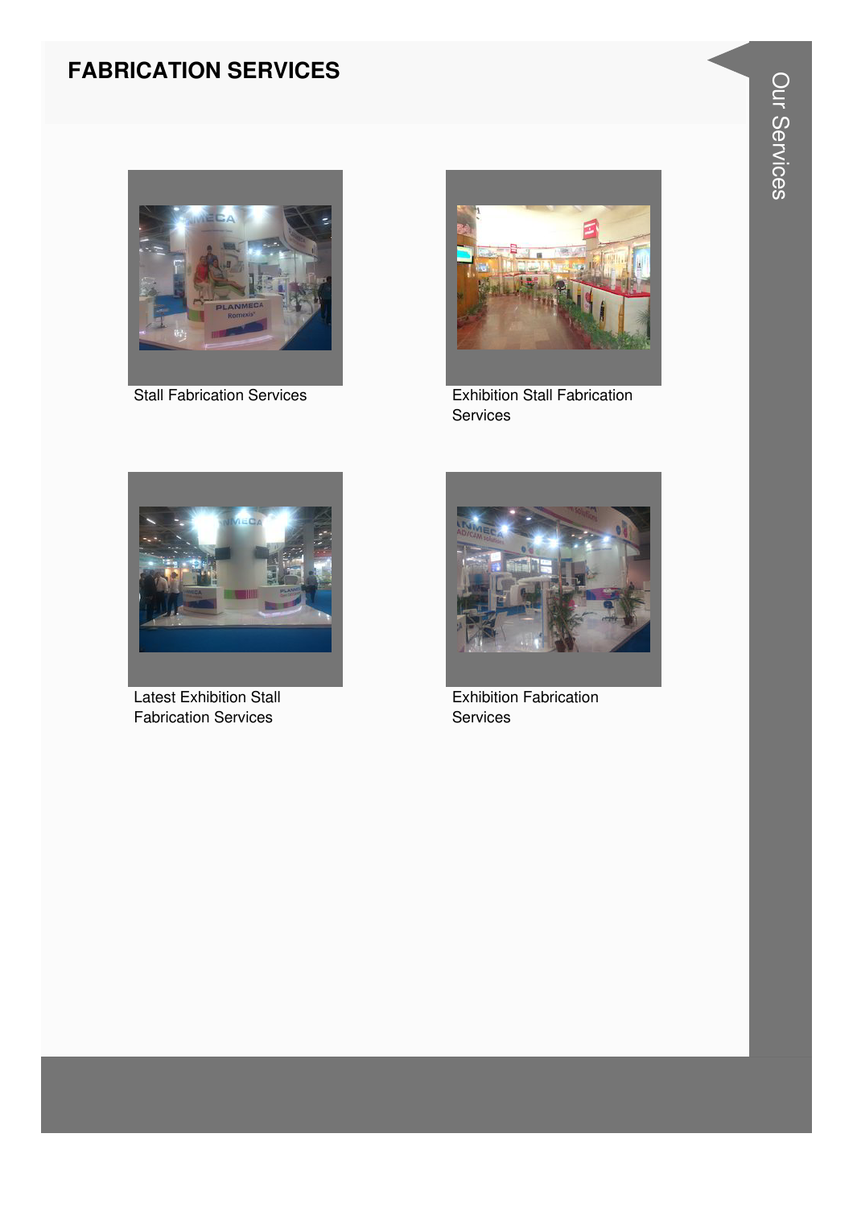# FABRICATION SERVICES

Stall Fabrication Services

Exhibition Stall Fabrication Services

Latest Exhibition Stall Fabrication Services

Exhibition Fabrication Services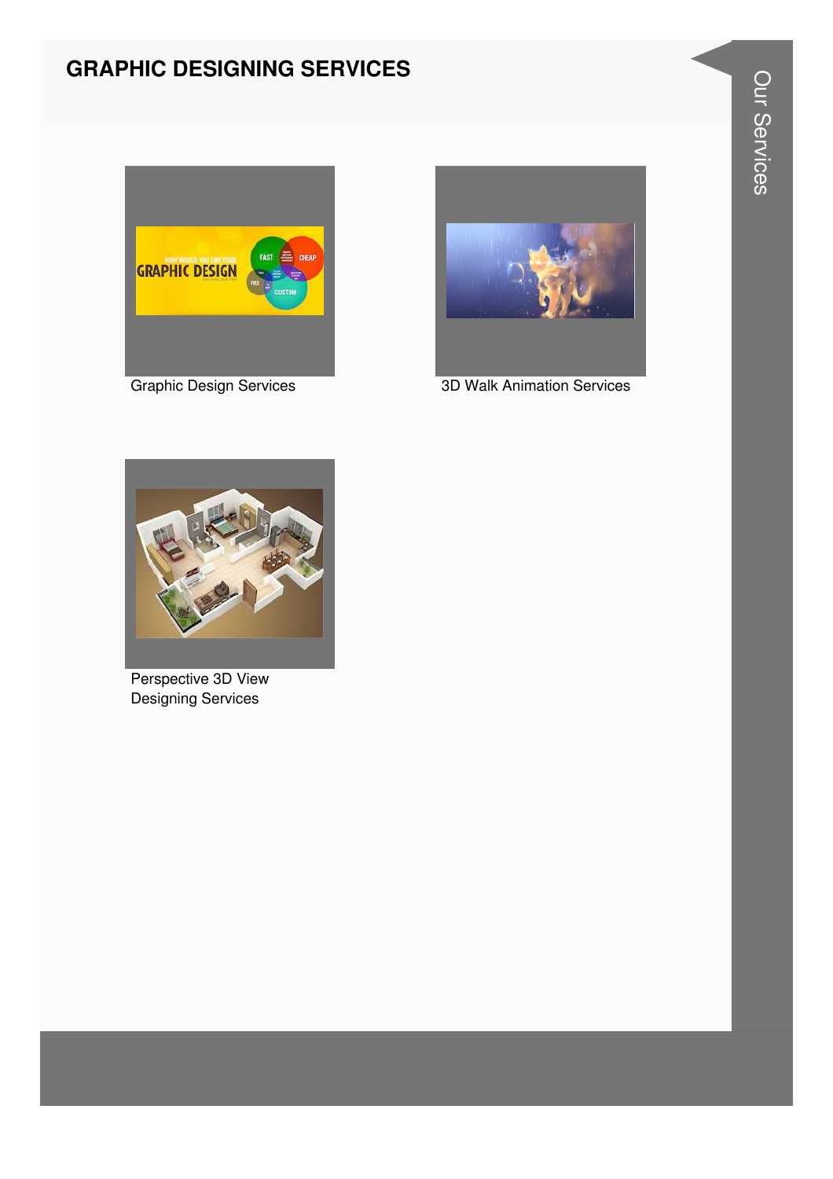## GRAPHIC DESIGNING SERVICES

Graphic Design Services

3D Walk Animation Services

Perspective 3D View Designing Services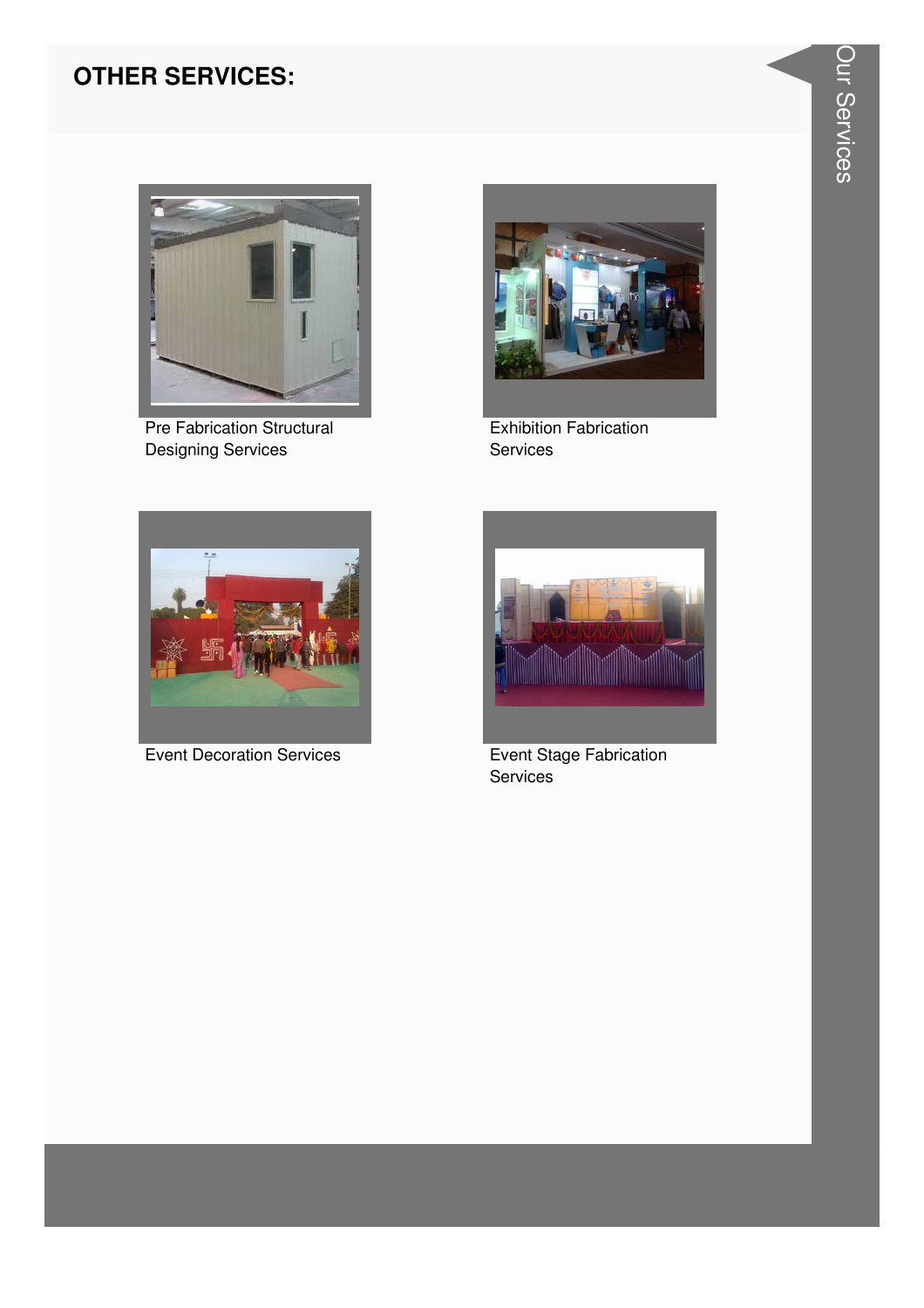## OTHER SERVICES:

Pre Fabrication Structural Designing Services

Exhibition Fabrication Services

Event Decoration Services

Event Stage Fabrication Services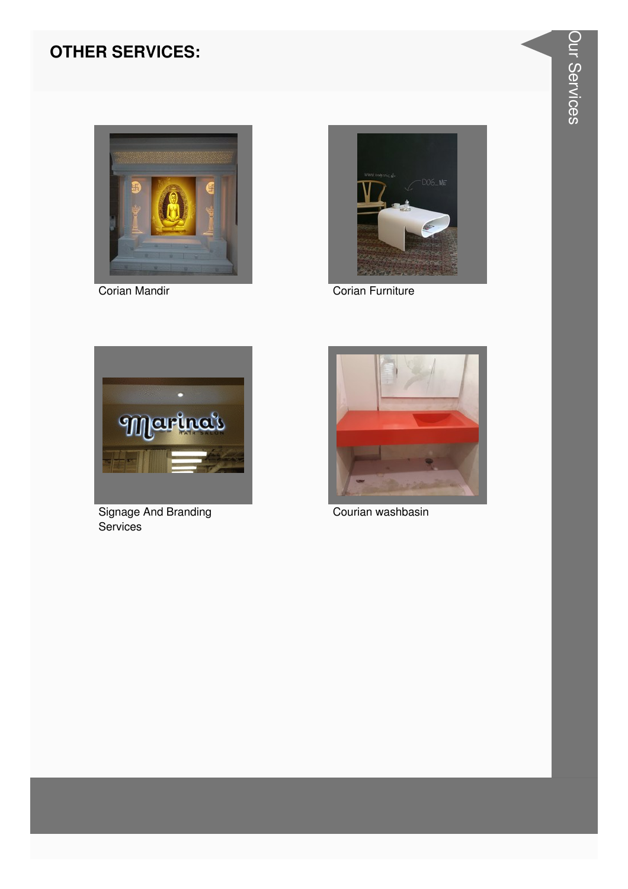## OTHER SERVICES:

Corian Mandir

Corian Furniture

Signage And Branding Services

Courian washbasin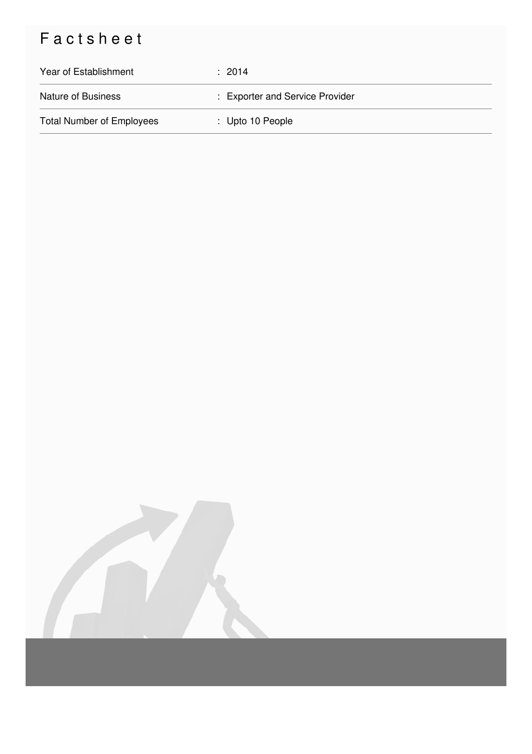# Factsheet

| | |
|---|---|
| Year of Establishment | : 2014 |
| Nature of Business | : Exporter and Service Provider |
| Total Number of Employees | : Upto 10 People |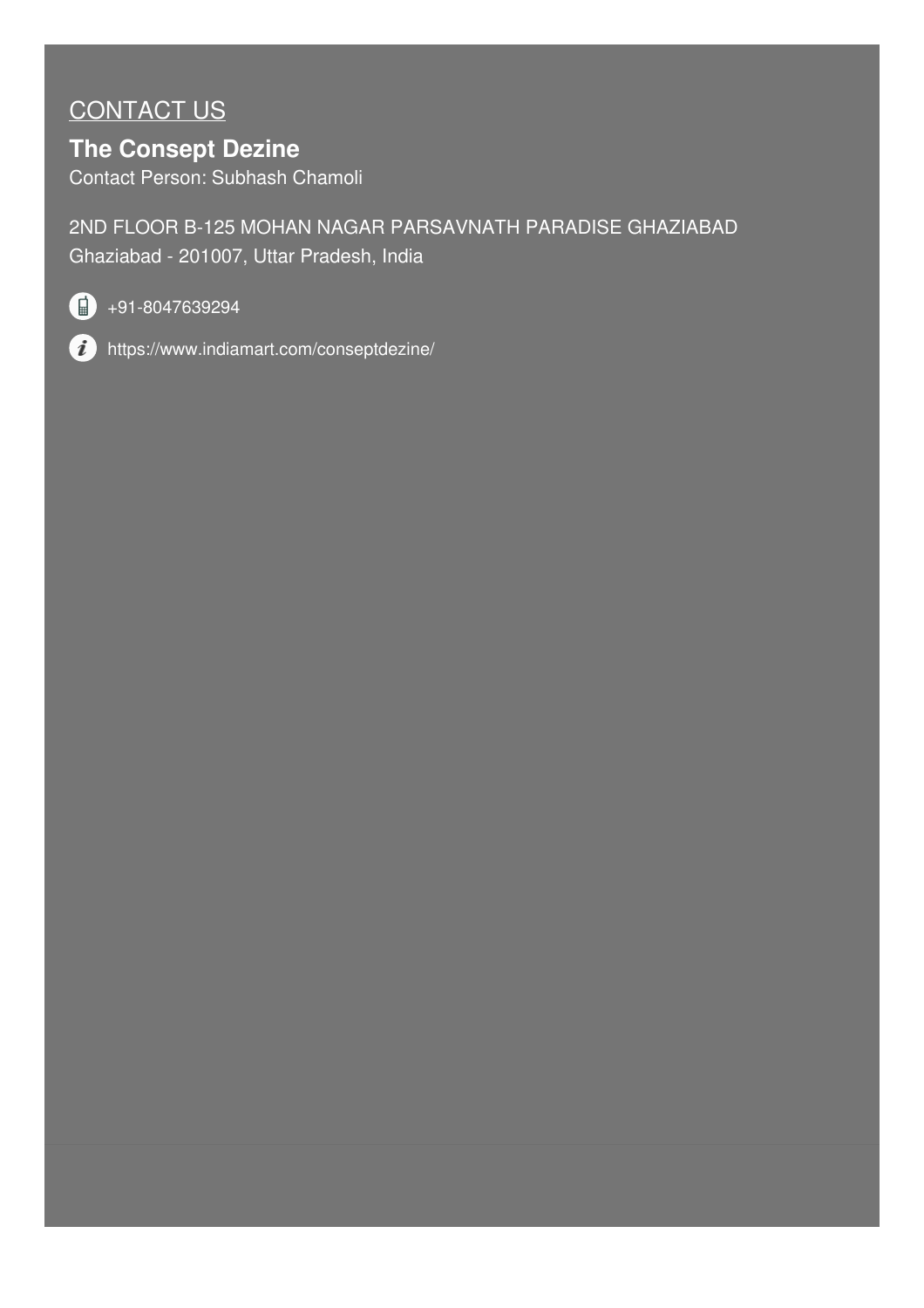## CONTACT US

### The Consept Dezine

Contact Person: Subhash Chamoli

2ND FLOOR B-125 MOHAN NAGAR PARSAVNATH PARADISE GHAZIABAD
Ghaziabad - 201007, Uttar Pradesh, India

+91-8047639294

https://www.indiamart.com/conseptdezine/